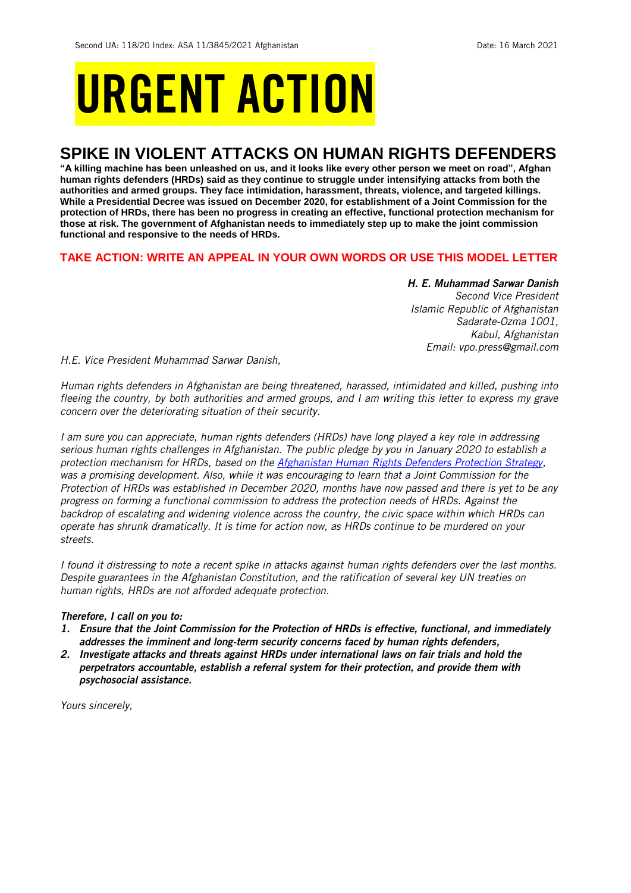Second UA: 118/20 Index: ASA 11/3845/2021 Afghanistan Date: 16 March 2021

# URGENT ACTION

## SPIKE IN VIOLENT ATTACKS ON HUMAN RIGHTS DEFENDERS

**"A killing machine has been unleashed on us, and it looks like every other person we meet on road", Afghan human rights defenders (HRDs) said as they continue to struggle under intensifying attacks from both the authorities and armed groups. They face intimidation, harassment, threats, violence, and targeted killings. While a Presidential Decree was issued on December 2020, for establishment of a Joint Commission for the protection of HRDs, there has been no progress in creating an effective, functional protection mechanism for those at risk. The government of Afghanistan needs to immediately step up to make the joint commission functional and responsive to the needs of HRDs.**

**TAKE ACTION: WRITE AN APPEAL IN YOUR OWN WORDS OR USE THIS MODEL LETTER**

***H. E. Muhammad Sarwar Danish***
*Second Vice President*
*Islamic Republic of Afghanistan*
*Sadarate-Ozma 1001,*
*Kabul, Afghanistan*
*Email: vpo.press@gmail.com*

*H.E. Vice President Muhammad Sarwar Danish,*

*Human rights defenders in Afghanistan are being threatened, harassed, intimidated and killed, pushing into fleeing the country, by both authorities and armed groups, and I am writing this letter to express my grave concern over the deteriorating situation of their security.*

*I am sure you can appreciate, human rights defenders (HRDs) have long played a key role in addressing serious human rights challenges in Afghanistan. The public pledge by you in January 2020 to establish a protection mechanism for HRDs, based on the Afghanistan Human Rights Defenders Protection Strategy, was a promising development. Also, while it was encouraging to learn that a Joint Commission for the Protection of HRDs was established in December 2020, months have now passed and there is yet to be any progress on forming a functional commission to address the protection needs of HRDs. Against the backdrop of escalating and widening violence across the country, the civic space within which HRDs can operate has shrunk dramatically. It is time for action now, as HRDs continue to be murdered on your streets.*

*I found it distressing to note a recent spike in attacks against human rights defenders over the last months. Despite guarantees in the Afghanistan Constitution, and the ratification of several key UN treaties on human rights, HRDs are not afforded adequate protection.*

***Therefore, I call on you to:***

1. ***Ensure that the Joint Commission for the Protection of HRDs is effective, functional, and immediately addresses the imminent and long-term security concerns faced by human rights defenders,***
2. ***Investigate attacks and threats against HRDs under international laws on fair trials and hold the perpetrators accountable, establish a referral system for their protection, and provide them with psychosocial assistance.***

*Yours sincerely,*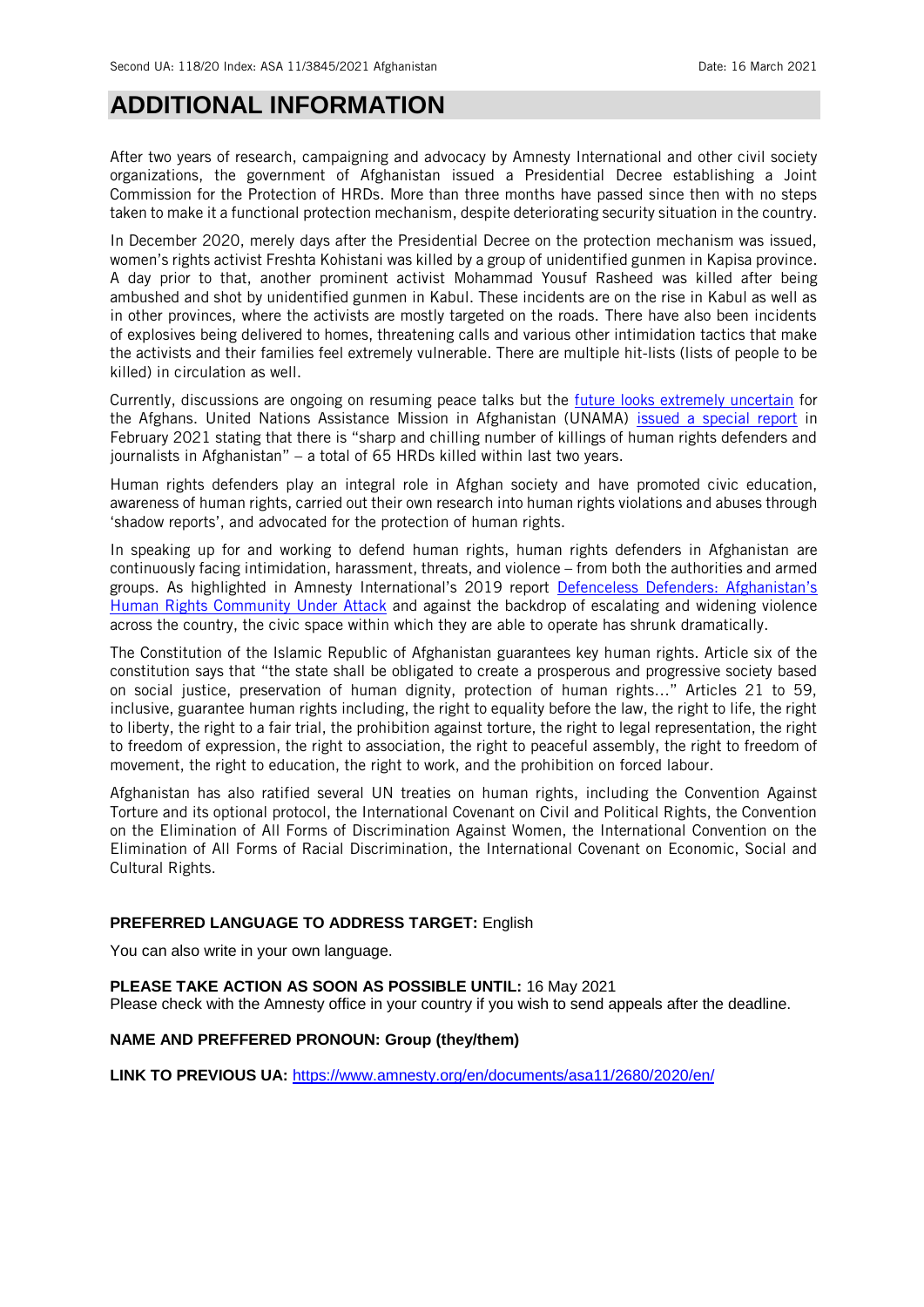# ADDITIONAL INFORMATION

After two years of research, campaigning and advocacy by Amnesty International and other civil society organizations, the government of Afghanistan issued a Presidential Decree establishing a Joint Commission for the Protection of HRDs. More than three months have passed since then with no steps taken to make it a functional protection mechanism, despite deteriorating security situation in the country.

In December 2020, merely days after the Presidential Decree on the protection mechanism was issued, women's rights activist Freshta Kohistani was killed by a group of unidentified gunmen in Kapisa province. A day prior to that, another prominent activist Mohammad Yousuf Rasheed was killed after being ambushed and shot by unidentified gunmen in Kabul. These incidents are on the rise in Kabul as well as in other provinces, where the activists are mostly targeted on the roads. There have also been incidents of explosives being delivered to homes, threatening calls and various other intimidation tactics that make the activists and their families feel extremely vulnerable. There are multiple hit-lists (lists of people to be killed) in circulation as well.

Currently, discussions are ongoing on resuming peace talks but the future looks extremely uncertain for the Afghans. United Nations Assistance Mission in Afghanistan (UNAMA) issued a special report in February 2021 stating that there is "sharp and chilling number of killings of human rights defenders and journalists in Afghanistan" – a total of 65 HRDs killed within last two years.

Human rights defenders play an integral role in Afghan society and have promoted civic education, awareness of human rights, carried out their own research into human rights violations and abuses through 'shadow reports', and advocated for the protection of human rights.

In speaking up for and working to defend human rights, human rights defenders in Afghanistan are continuously facing intimidation, harassment, threats, and violence – from both the authorities and armed groups. As highlighted in Amnesty International's 2019 report Defenceless Defenders: Afghanistan's Human Rights Community Under Attack and against the backdrop of escalating and widening violence across the country, the civic space within which they are able to operate has shrunk dramatically.

The Constitution of the Islamic Republic of Afghanistan guarantees key human rights. Article six of the constitution says that "the state shall be obligated to create a prosperous and progressive society based on social justice, preservation of human dignity, protection of human rights…" Articles 21 to 59, inclusive, guarantee human rights including, the right to equality before the law, the right to life, the right to liberty, the right to a fair trial, the prohibition against torture, the right to legal representation, the right to freedom of expression, the right to association, the right to peaceful assembly, the right to freedom of movement, the right to education, the right to work, and the prohibition on forced labour.

Afghanistan has also ratified several UN treaties on human rights, including the Convention Against Torture and its optional protocol, the International Covenant on Civil and Political Rights, the Convention on the Elimination of All Forms of Discrimination Against Women, the International Convention on the Elimination of All Forms of Racial Discrimination, the International Covenant on Economic, Social and Cultural Rights.

**PREFERRED LANGUAGE TO ADDRESS TARGET:** English

You can also write in your own language.

**PLEASE TAKE ACTION AS SOON AS POSSIBLE UNTIL:** 16 May 2021
Please check with the Amnesty office in your country if you wish to send appeals after the deadline.

**NAME AND PREFFERED PRONOUN: Group (they/them)**

**LINK TO PREVIOUS UA:** https://www.amnesty.org/en/documents/asa11/2680/2020/en/